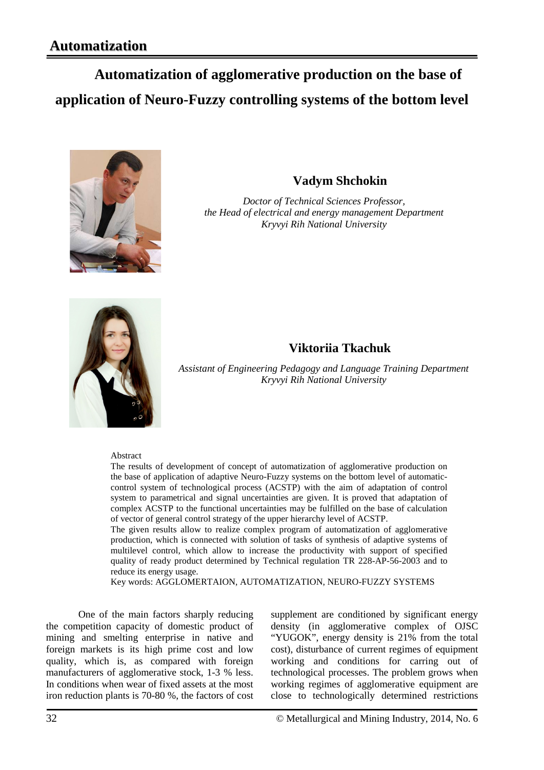# Automatization

## Automatization of agglomerative production on the base of application of Neuro-Fuzzy controlling systems of the bottom level

**Vadym Shchokin**

*Doctor of Technical Sciences Professor,*
*the Head of electrical and energy management Department*
*Kryvyi Rih National University*

**Viktoriia Tkachuk**

*Assistant of Engineering Pedagogy and Language Training Department*
*Kryvyi Rih National University*

Abstract

The results of development of concept of automatization of agglomerative production on the base of application of adaptive Neuro-Fuzzy systems on the bottom level of automatic-control system of technological process (ACSTP) with the aim of adaptation of control system to parametrical and signal uncertainties are given. It is proved that adaptation of complex ACSTP to the functional uncertainties may be fulfilled on the base of calculation of vector of general control strategy of the upper hierarchy level of ACSTP.

The given results allow to realize complex program of automatization of agglomerative production, which is connected with solution of tasks of synthesis of adaptive systems of multilevel control, which allow to increase the productivity with support of specified quality of ready product determined by Technical regulation TR 228-AP-56-2003 and to reduce its energy usage.

Key words: AGGLOMERTAION, AUTOMATIZATION, NEURO-FUZZY SYSTEMS

One of the main factors sharply reducing the competition capacity of domestic product of mining and smelting enterprise in native and foreign markets is its high prime cost and low quality, which is, as compared with foreign manufacturers of agglomerative stock, 1-3 % less. In conditions when wear of fixed assets at the most iron reduction plants is 70-80 %, the factors of cost supplement are conditioned by significant energy density (in agglomerative complex of OJSC "YUGOK", energy density is 21% from the total cost), disturbance of current regimes of equipment working and conditions for carring out of technological processes. The problem grows when working regimes of agglomerative equipment are close to technologically determined restrictions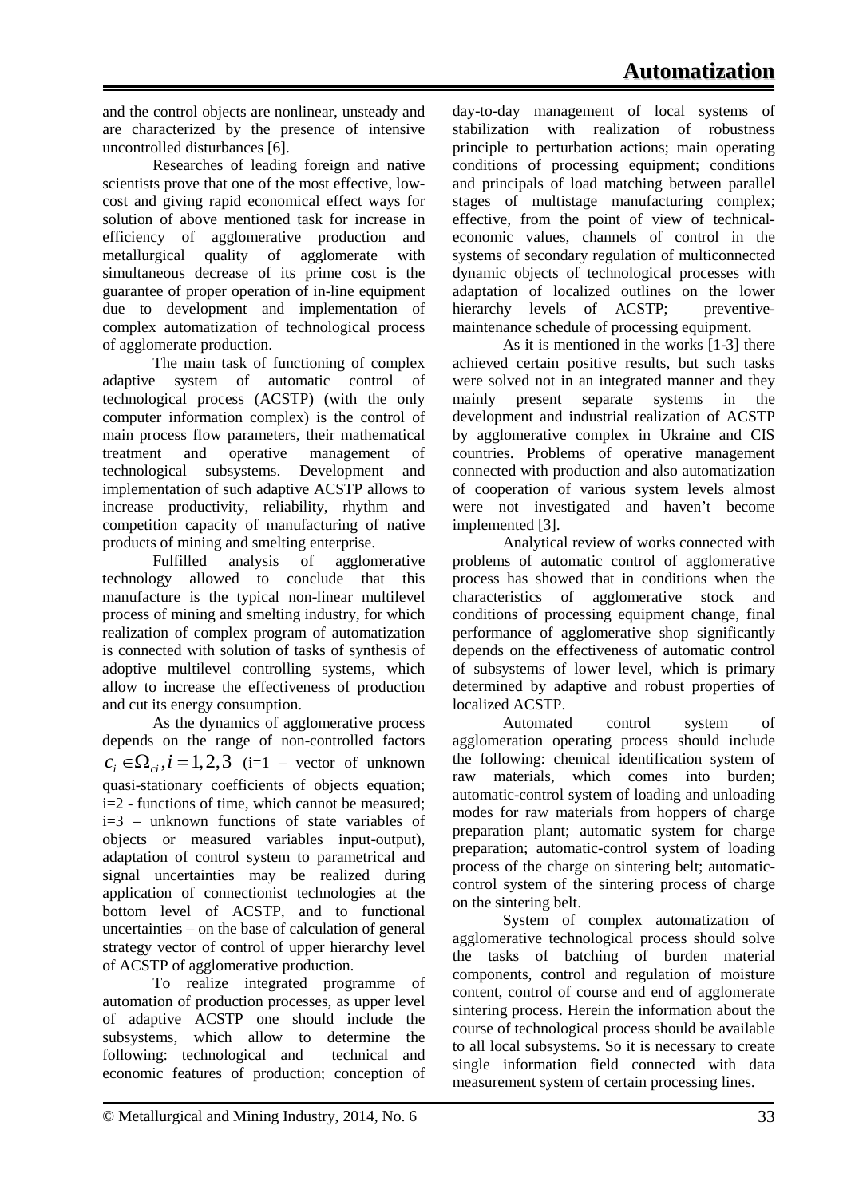and the control objects are nonlinear, unsteady and are characterized by the presence of intensive uncontrolled disturbances [6].

Researches of leading foreign and native scientists prove that one of the most effective, low-cost and giving rapid economical effect ways for solution of above mentioned task for increase in efficiency of agglomerative production and metallurgical quality of agglomerate with simultaneous decrease of its prime cost is the guarantee of proper operation of in-line equipment due to development and implementation of complex automatization of technological process of agglomerate production.

The main task of functioning of complex adaptive system of automatic control of technological process (ACSTP) (with the only computer information complex) is the control of main process flow parameters, their mathematical treatment and operative management of technological subsystems. Development and implementation of such adaptive ACSTP allows to increase productivity, reliability, rhythm and competition capacity of manufacturing of native products of mining and smelting enterprise.

Fulfilled analysis of agglomerative technology allowed to conclude that this manufacture is the typical non-linear multilevel process of mining and smelting industry, for which realization of complex program of automatization is connected with solution of tasks of synthesis of adoptive multilevel controlling systems, which allow to increase the effectiveness of production and cut its energy consumption.

As the dynamics of agglomerative process depends on the range of non-controlled factors $c_i \in \Omega_{ci}, i = 1, 2, 3$ (i=1 – vector of unknown quasi-stationary coefficients of objects equation; i=2 - functions of time, which cannot be measured; i=3 – unknown functions of state variables of objects or measured variables input-output), adaptation of control system to parametrical and signal uncertainties may be realized during application of connectionist technologies at the bottom level of ACSTP, and to functional uncertainties – on the base of calculation of general strategy vector of control of upper hierarchy level of ACSTP of agglomerative production.

To realize integrated programme of automation of production processes, as upper level of adaptive ACSTP one should include the subsystems, which allow to determine the following: technological and technical and economic features of production; conception of day-to-day management of local systems of stabilization with realization of robustness principle to perturbation actions; main operating conditions of processing equipment; conditions and principals of load matching between parallel stages of multistage manufacturing complex; effective, from the point of view of technical-economic values, channels of control in the systems of secondary regulation of multiconnected dynamic objects of technological processes with adaptation of localized outlines on the lower hierarchy levels of ACSTP; preventive-maintenance schedule of processing equipment.

As it is mentioned in the works [1-3] there achieved certain positive results, but such tasks were solved not in an integrated manner and they mainly present separate systems in the development and industrial realization of ACSTP by agglomerative complex in Ukraine and CIS countries. Problems of operative management connected with production and also automatization of cooperation of various system levels almost were not investigated and haven't become implemented [3].

Analytical review of works connected with problems of automatic control of agglomerative process has showed that in conditions when the characteristics of agglomerative stock and conditions of processing equipment change, final performance of agglomerative shop significantly depends on the effectiveness of automatic control of subsystems of lower level, which is primary determined by adaptive and robust properties of localized ACSTP.

Automated control system of agglomeration operating process should include the following: chemical identification system of raw materials, which comes into burden; automatic-control system of loading and unloading modes for raw materials from hoppers of charge preparation plant; automatic system for charge preparation; automatic-control system of loading process of the charge on sintering belt; automatic-control system of the sintering process of charge on the sintering belt.

System of complex automatization of agglomerative technological process should solve the tasks of batching of burden material components, control and regulation of moisture content, control of course and end of agglomerate sintering process. Herein the information about the course of technological process should be available to all local subsystems. So it is necessary to create single information field connected with data measurement system of certain processing lines.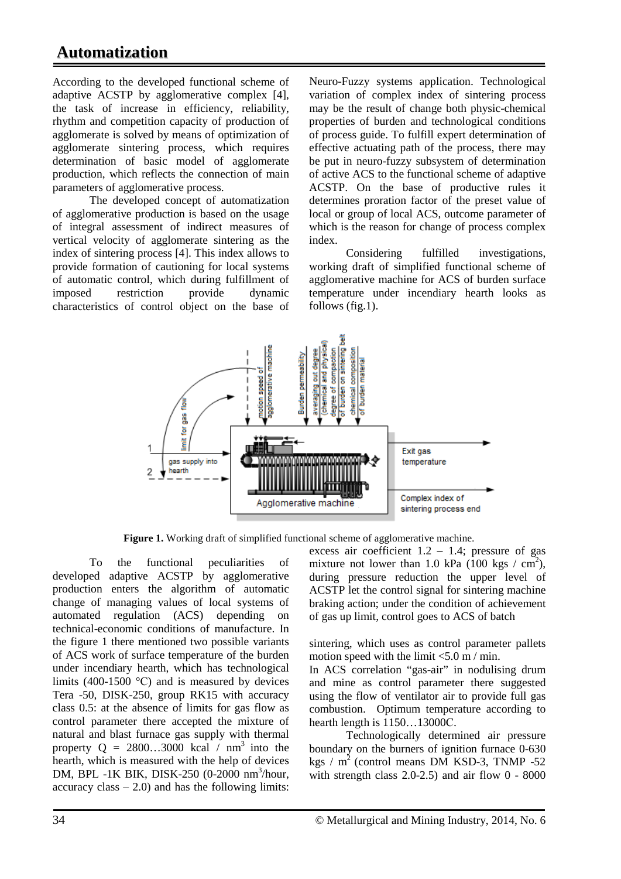## Automatization

According to the developed functional scheme of adaptive ACSTP by agglomerative complex [4], the task of increase in efficiency, reliability, rhythm and competition capacity of production of agglomerate is solved by means of optimization of agglomerate sintering process, which requires determination of basic model of agglomerate production, which reflects the connection of main parameters of agglomerative process.

The developed concept of automatization of agglomerative production is based on the usage of integral assessment of indirect measures of vertical velocity of agglomerate sintering as the index of sintering process [4]. This index allows to provide formation of cautioning for local systems of automatic control, which during fulfillment of imposed restriction provide dynamic characteristics of control object on the base of Neuro-Fuzzy systems application. Technological variation of complex index of sintering process may be the result of change both physic-chemical properties of burden and technological conditions of process guide. To fulfill expert determination of effective actuating path of the process, there may be put in neuro-fuzzy subsystem of determination of active ACS to the functional scheme of adaptive ACSTP. On the base of productive rules it determines proration factor of the preset value of local or group of local ACS, outcome parameter of which is the reason for change of process complex index.

Considering fulfilled investigations, working draft of simplified functional scheme of agglomerative machine for ACS of burden surface temperature under incendiary hearth looks as follows (fig.1).

**Figure 1.** Working draft of simplified functional scheme of agglomerative machine.

To the functional peculiarities of developed adaptive ACSTP by agglomerative production enters the algorithm of automatic change of managing values of local systems of automated regulation (ACS) depending on technical-economic conditions of manufacture. In the figure 1 there mentioned two possible variants of ACS work of surface temperature of the burden under incendiary hearth, which has technological limits (400-1500 °C) and is measured by devices Tera -50, DISK-250, group RK15 with accuracy class 0.5: at the absence of limits for gas flow as control parameter there accepted the mixture of natural and blast furnace gas supply with thermal property Q = 2800…3000 kcal / nm$^3$ into the hearth, which is measured with the help of devices DM, BPL -1K BIK, DISK-250 (0-2000 nm$^3$/hour, accuracy class – 2.0) and has the following limits: excess air coefficient 1.2 – 1.4; pressure of gas mixture not lower than 1.0 kPa (100 kgs / cm$^2$), during pressure reduction the upper level of ACSTP let the control signal for sintering machine braking action; under the condition of achievement of gas up limit, control goes to ACS of batch sintering, which uses as control parameter pallets motion speed with the limit <5.0 m / min.

In ACS correlation "gas-air" in nodulising drum and mine as control parameter there suggested using the flow of ventilator air to provide full gas combustion. Optimum temperature according to hearth length is 1150…13000C.

Technologically determined air pressure boundary on the burners of ignition furnace 0-630 kgs / m$^2$ (control means DM KSD-3, TNMP -52 with strength class 2.0-2.5) and air flow 0 - 8000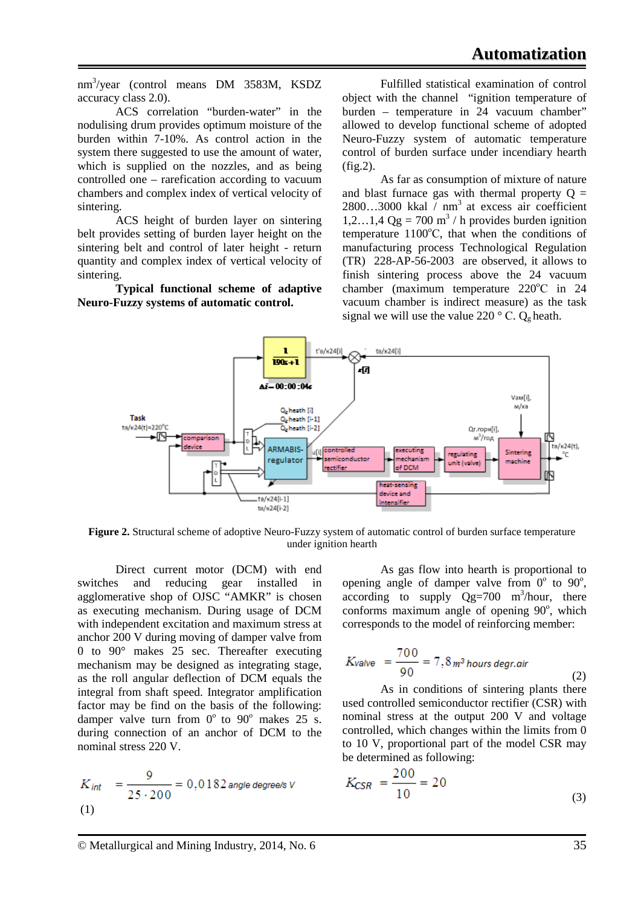$nm^3$/year (control means DM 3583M, KSDZ accuracy class 2.0).

ACS correlation "burden-water" in the nodulising drum provides optimum moisture of the burden within 7-10%. As control action in the system there suggested to use the amount of water, which is supplied on the nozzles, and as being controlled one – rarefication according to vacuum chambers and complex index of vertical velocity of sintering.

ACS height of burden layer on sintering belt provides setting of burden layer height on the sintering belt and control of later height - return quantity and complex index of vertical velocity of sintering.

**Typical functional scheme of adaptive Neuro-Fuzzy systems of automatic control.**

Fulfilled statistical examination of control object with the channel "ignition temperature of burden – temperature in 24 vacuum chamber" allowed to develop functional scheme of adopted Neuro-Fuzzy system of automatic temperature control of burden surface under incendiary hearth (fig.2).

As far as consumption of mixture of nature and blast furnace gas with thermal property Q = 2800…3000 kkal / $nm^3$ at excess air coefficient 1,2…1,4 Qg = 700 $m^3$ / h provides burden ignition temperature 1100°C, that when the conditions of manufacturing process Technological Regulation (TR) 228-AP-56-2003 are observed, it allows to finish sintering process above the 24 vacuum chamber (maximum temperature 220°C in 24 vacuum chamber is indirect measure) as the task signal we will use the value 220 ° C. $Q_g$ heath.

**Figure 2.** Structural scheme of adoptive Neuro-Fuzzy system of automatic control of burden surface temperature under ignition hearth

Direct current motor (DCM) with end switches and reducing gear installed in agglomerative shop of OJSC "AMKR" is chosen as executing mechanism. During usage of DCM with independent excitation and maximum stress at anchor 200 V during moving of damper valve from 0 to 90° makes 25 sec. Thereafter executing mechanism may be designed as integrating stage, as the roll angular deflection of DCM equals the integral from shaft speed. Integrator amplification factor may be find on the basis of the following: damper valve turn from 0° to 90° makes 25 s. during connection of an anchor of DCM to the nominal stress 220 V.

$$K_{int} = \frac{9}{25 \cdot 200} = 0{,}0182 \text{ angle degree/s V} \quad (1)$$

As gas flow into hearth is proportional to opening angle of damper valve from 0° to 90°, according to supply Qg=700 $m^3$/hour, there conforms maximum angle of opening 90°, which corresponds to the model of reinforcing member:

$$K_{valve} = \frac{700}{90} = 7{,}8 \; m^3 \text{ hours degr.air} \quad (2)$$

As in conditions of sintering plants there used controlled semiconductor rectifier (CSR) with nominal stress at the output 200 V and voltage controlled, which changes within the limits from 0 to 10 V, proportional part of the model CSR may be determined as following:

$$K_{CSR} = \frac{200}{10} = 20 \quad (3)$$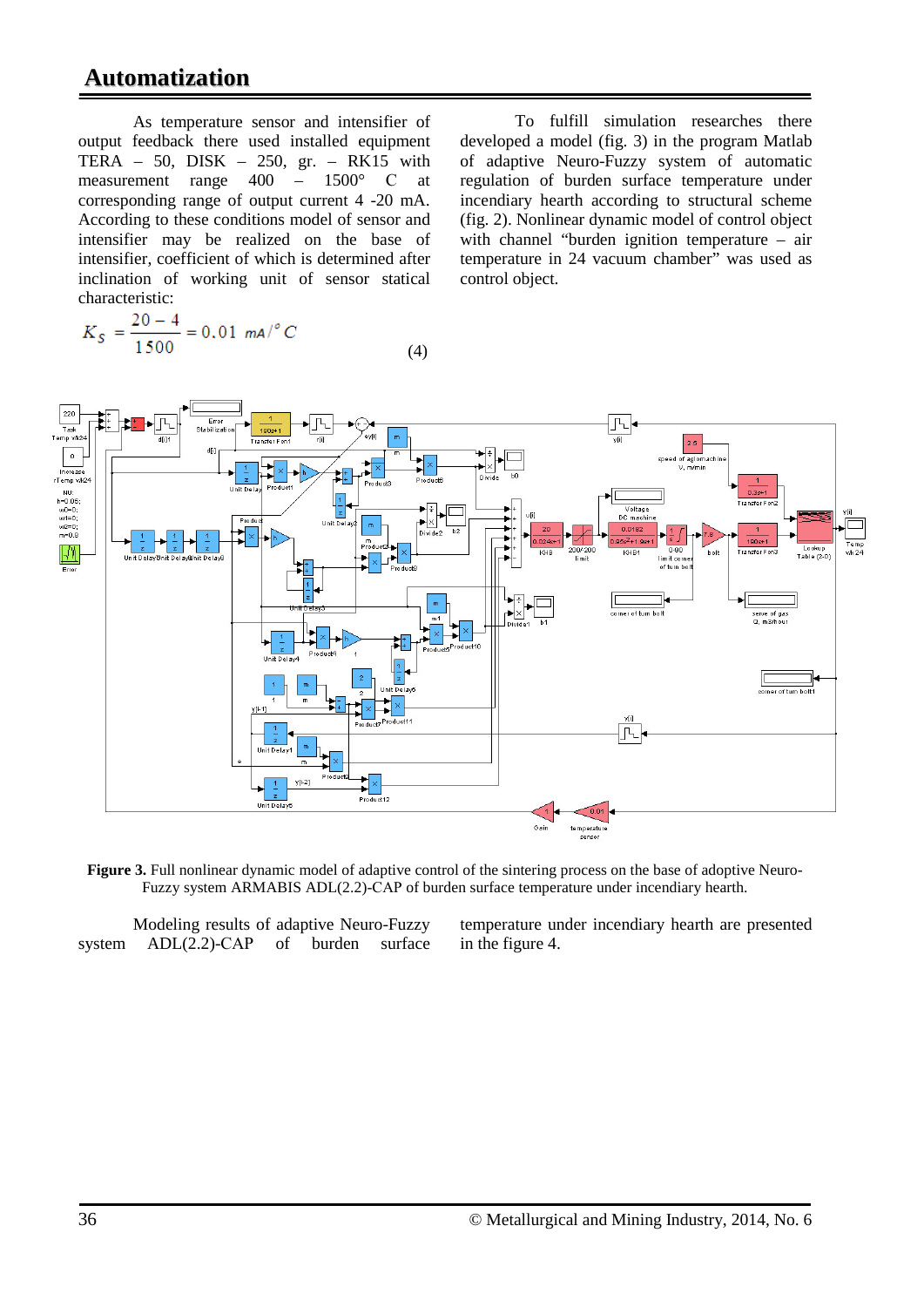As temperature sensor and intensifier of output feedback there used installed equipment TERA – 50, DISK – 250, gr. – RK15 with measurement range 400 – 1500° C at corresponding range of output current 4 -20 mA. According to these conditions model of sensor and intensifier may be realized on the base of intensifier, coefficient of which is determined after inclination of working unit of sensor statical characteristic:

$$K_S = \frac{20-4}{1500} = 0.01 \ mA/^{\circ}C \quad (4)$$

To fulfill simulation researches there developed a model (fig. 3) in the program Matlab of adaptive Neuro-Fuzzy system of automatic regulation of burden surface temperature under incendiary hearth according to structural scheme (fig. 2). Nonlinear dynamic model of control object with channel "burden ignition temperature – air temperature in 24 vacuum chamber" was used as control object.

**Figure 3.** Full nonlinear dynamic model of adaptive control of the sintering process on the base of adoptive Neuro-Fuzzy system ARMABIS ADL(2.2)-CAP of burden surface temperature under incendiary hearth.

Modeling results of adaptive Neuro-Fuzzy system ADL(2.2)-CAP of burden surface temperature under incendiary hearth are presented in the figure 4.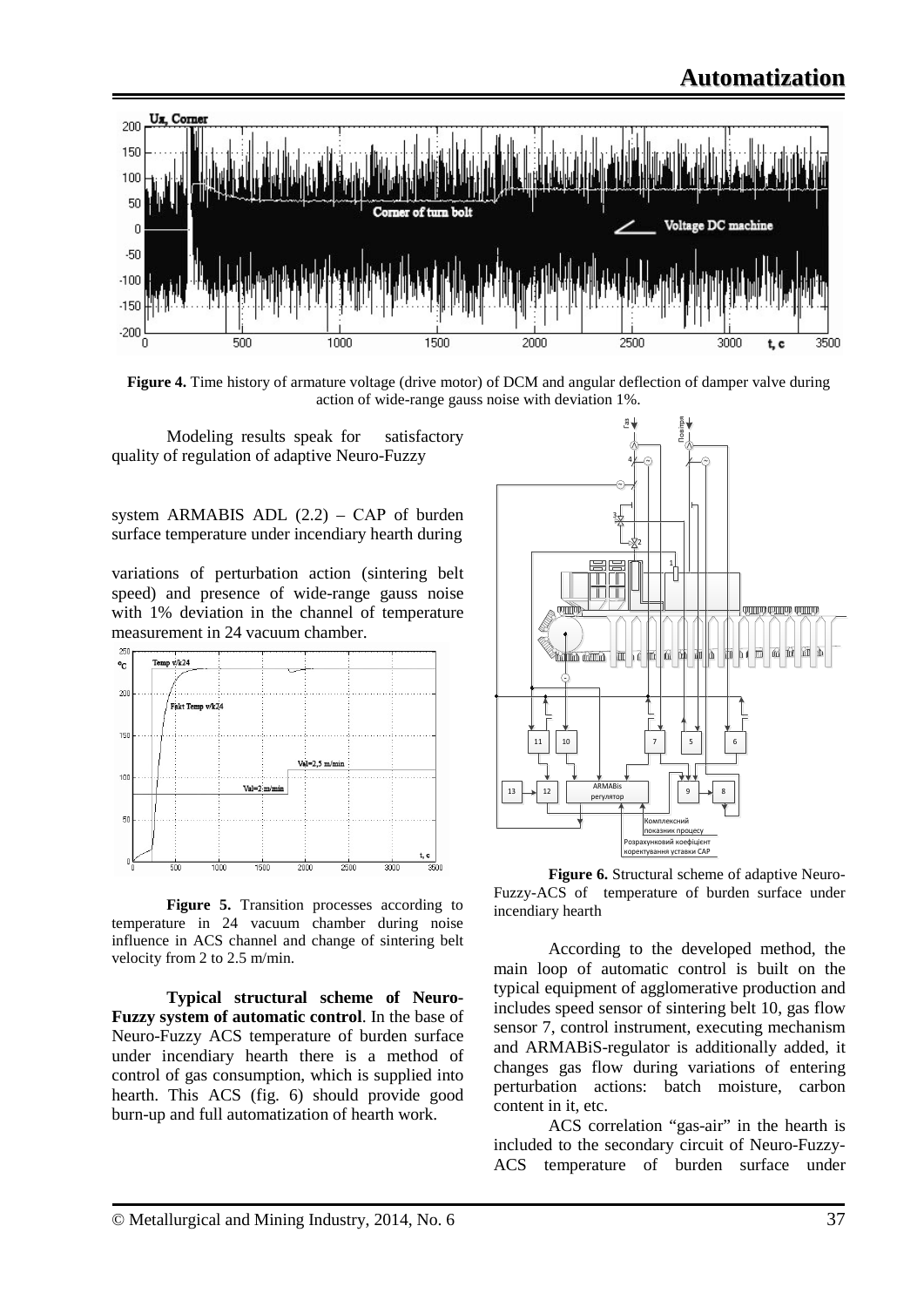**Figure 4.** Time history of armature voltage (drive motor) of DCM and angular deflection of damper valve during action of wide-range gauss noise with deviation 1%.

Modeling results speak for satisfactory quality of regulation of adaptive Neuro-Fuzzy system ARMABIS ADL (2.2) – CAP of burden surface temperature under incendiary hearth during variations of perturbation action (sintering belt speed) and presence of wide-range gauss noise with 1% deviation in the channel of temperature measurement in 24 vacuum chamber.

**Figure 5.** Transition processes according to temperature in 24 vacuum chamber during noise influence in ACS channel and change of sintering belt velocity from 2 to 2.5 m/min.

**Typical structural scheme of Neuro-Fuzzy system of automatic control**. In the base of Neuro-Fuzzy ACS temperature of burden surface under incendiary hearth there is a method of control of gas consumption, which is supplied into hearth. This ACS (fig. 6) should provide good burn-up and full automatization of hearth work.

**Figure 6.** Structural scheme of adaptive Neuro-Fuzzy-ACS of temperature of burden surface under incendiary hearth

According to the developed method, the main loop of automatic control is built on the typical equipment of agglomerative production and includes speed sensor of sintering belt 10, gas flow sensor 7, control instrument, executing mechanism and ARMABiS-regulator is additionally added, it changes gas flow during variations of entering perturbation actions: batch moisture, carbon content in it, etc.

ACS correlation "gas-air" in the hearth is included to the secondary circuit of Neuro-Fuzzy-ACS temperature of burden surface under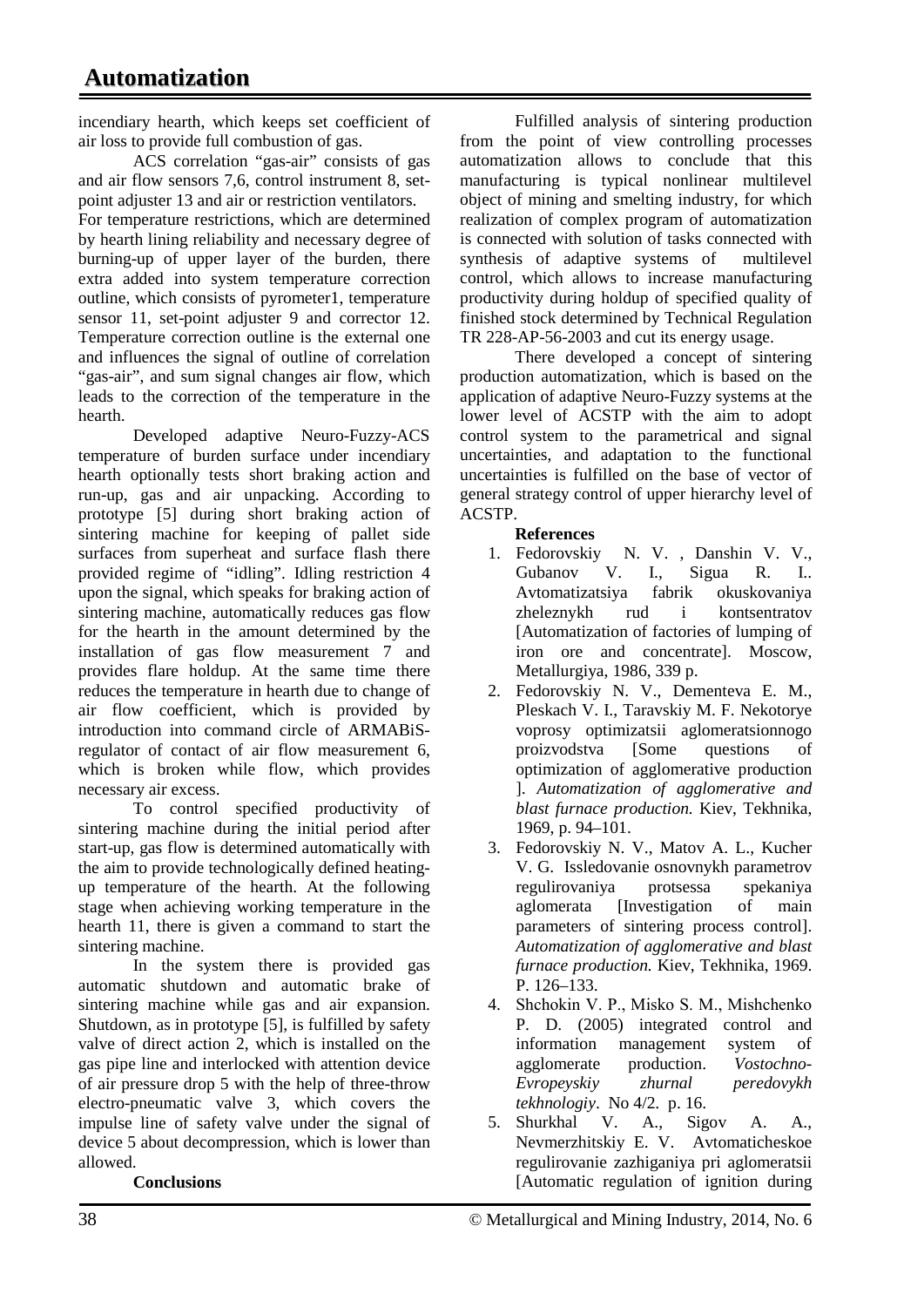incendiary hearth, which keeps set coefficient of air loss to provide full combustion of gas.

ACS correlation "gas-air" consists of gas and air flow sensors 7,6, control instrument 8, set-point adjuster 13 and air or restriction ventilators.

For temperature restrictions, which are determined by hearth lining reliability and necessary degree of burning-up of upper layer of the burden, there extra added into system temperature correction outline, which consists of pyrometer1, temperature sensor 11, set-point adjuster 9 and corrector 12. Temperature correction outline is the external one and influences the signal of outline of correlation "gas-air", and sum signal changes air flow, which leads to the correction of the temperature in the hearth.

Developed adaptive Neuro-Fuzzy-ACS temperature of burden surface under incendiary hearth optionally tests short braking action and run-up, gas and air unpacking. According to prototype [5] during short braking action of sintering machine for keeping of pallet side surfaces from superheat and surface flash there provided regime of "idling". Idling restriction 4 upon the signal, which speaks for braking action of sintering machine, automatically reduces gas flow for the hearth in the amount determined by the installation of gas flow measurement 7 and provides flare holdup. At the same time there reduces the temperature in hearth due to change of air flow coefficient, which is provided by introduction into command circle of ARMABiS-regulator of contact of air flow measurement 6, which is broken while flow, which provides necessary air excess.

To control specified productivity of sintering machine during the initial period after start-up, gas flow is determined automatically with the aim to provide technologically defined heating-up temperature of the hearth. At the following stage when achieving working temperature in the hearth 11, there is given a command to start the sintering machine.

In the system there is provided gas automatic shutdown and automatic brake of sintering machine while gas and air expansion. Shutdown, as in prototype [5], is fulfilled by safety valve of direct action 2, which is installed on the gas pipe line and interlocked with attention device of air pressure drop 5 with the help of three-throw electro-pneumatic valve 3, which covers the impulse line of safety valve under the signal of device 5 about decompression, which is lower than allowed.

## Conclusions

Fulfilled analysis of sintering production from the point of view controlling processes automatization allows to conclude that this manufacturing is typical nonlinear multilevel object of mining and smelting industry, for which realization of complex program of automatization is connected with solution of tasks connected with synthesis of adaptive systems of multilevel control, which allows to increase manufacturing productivity during holdup of specified quality of finished stock determined by Technical Regulation TR 228-AP-56-2003 and cut its energy usage.

There developed a concept of sintering production automatization, which is based on the application of adaptive Neuro-Fuzzy systems at the lower level of ACSTP with the aim to adopt control system to the parametrical and signal uncertainties, and adaptation to the functional uncertainties is fulfilled on the base of vector of general strategy control of upper hierarchy level of ACSTP.

## References

1. Fedorovskiy N. V. , Danshin V. V., Gubanov V. I., Sigua R. I.. Avtomatizatsiya fabrik okuskovaniya zheleznykh rud i kontsentratov [Automatization of factories of lumping of iron ore and concentrate]. Moscow, Metallurgiya, 1986, 339 p.
2. Fedorovskiy N. V., Dementeva E. M., Pleskach V. I., Taravskiy M. F. Nekotorye voprosy optimizatsii aglomeratsionnogo proizvodstva [Some questions of optimization of agglomerative production ]. *Automatization of agglomerative and blast furnace production.* Kiev, Tekhnika, 1969, p. 94–101.
3. Fedorovskiy N. V., Matov A. L., Kucher V. G. Issledovanie osnovnykh parametrov regulirovaniya protsessa spekaniya aglomerata [Investigation of main parameters of sintering process control]. *Automatization of agglomerative and blast furnace production.* Kiev, Tekhnika, 1969. P. 126–133.
4. Shchokin V. P., Misko S. M., Mishchenko P. D. (2005) integrated control and information management system of agglomerate production. *Vostochno-Evropeyskiy zhurnal peredovykh tekhnologiy*. No 4/2. p. 16.
5. Shurkhal V. A., Sigov A. A., Nevmerzhitskiy E. V. Avtomaticheskoe regulirovanie zazhiganiya pri aglomeratsii [Automatic regulation of ignition during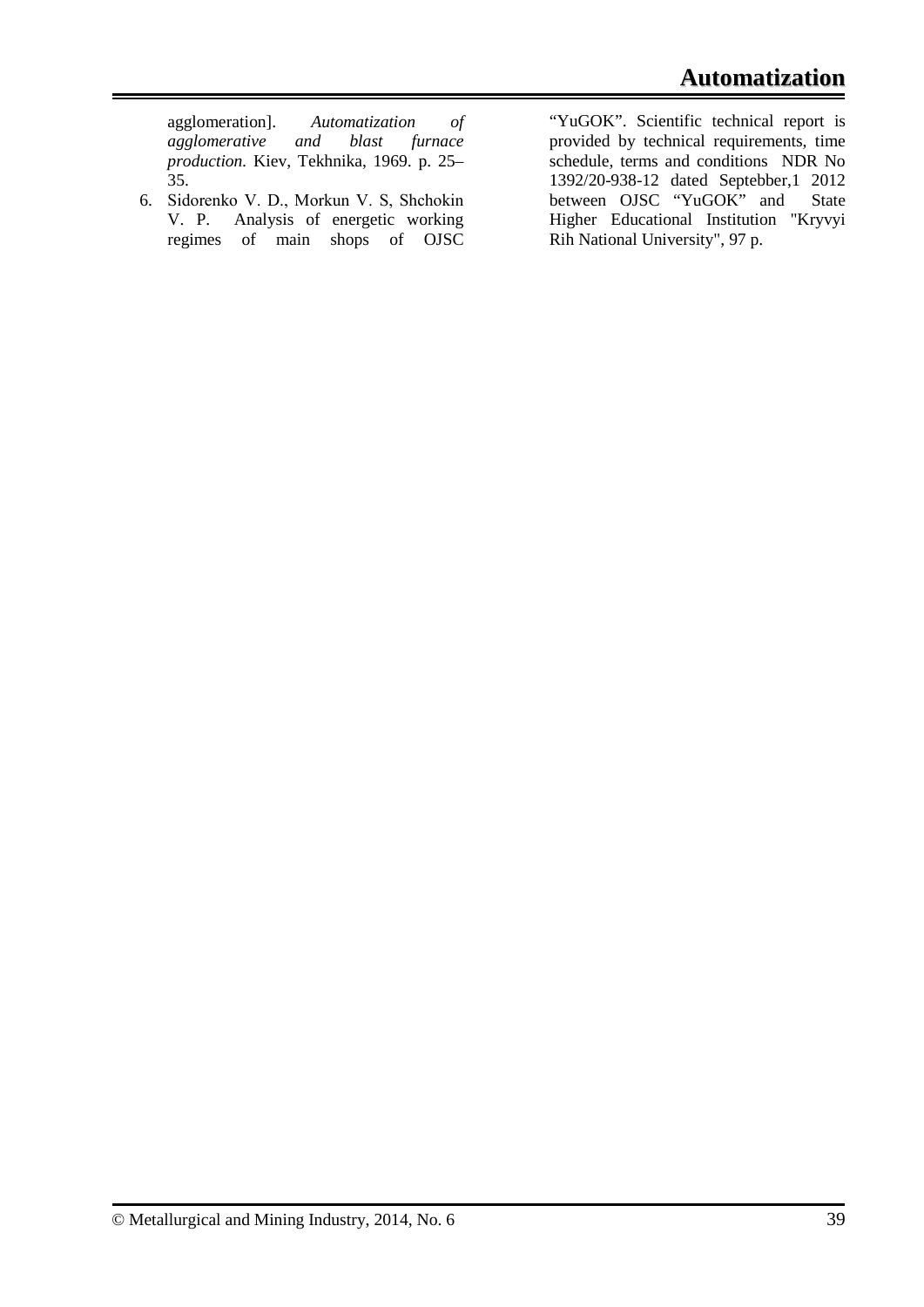agglomeration]. *Automatization of agglomerative and blast furnace production.* Kiev, Tekhnika, 1969. p. 25–35.

6. Sidorenko V. D., Morkun V. S, Shchokin V. P. Analysis of energetic working regimes of main shops of OJSC "YuGOK". Scientific technical report is provided by technical requirements, time schedule, terms and conditions NDR No 1392/20-938-12 dated Septebber,1 2012 between OJSC "YuGOK" and State Higher Educational Institution "Kryvyi Rih National University", 97 p.